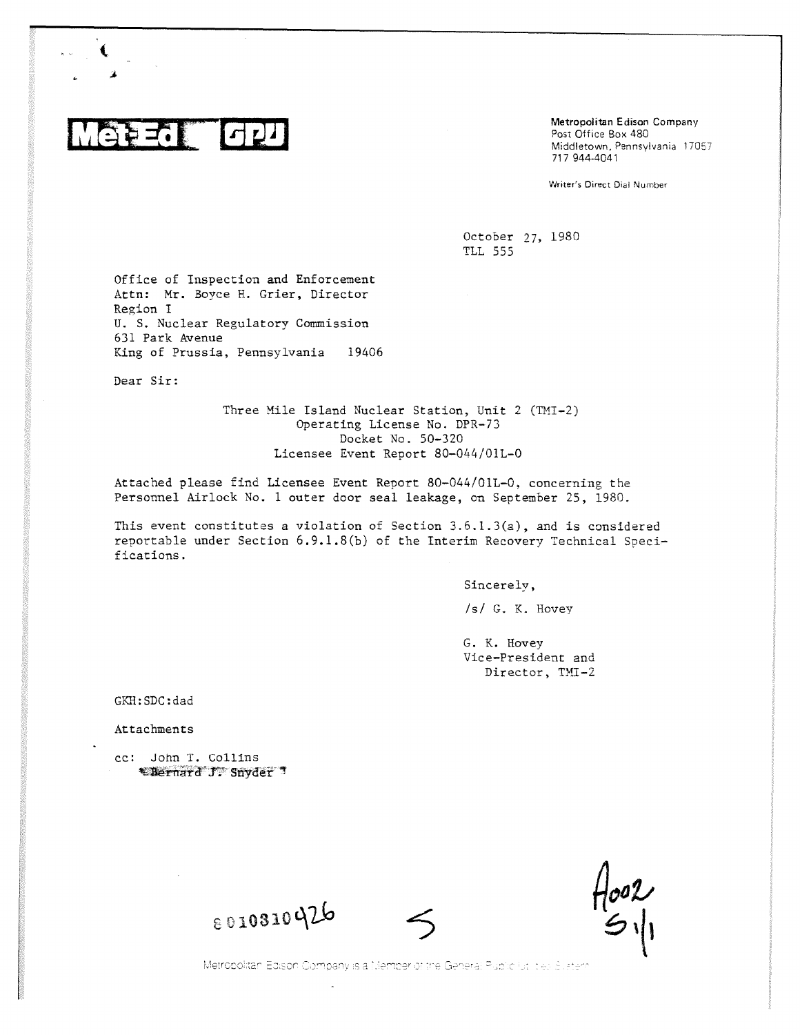**Met-Ed GPU**

Metropolitan Edison Company
Post Office Box 480
Middletown, Pennsylvania 17057
717 944-4041

Writer's Direct Dial Number

October 27, 1980
TLL 555

Office of Inspection and Enforcement
Attn: Mr. Boyce H. Grier, Director
Region I
U. S. Nuclear Regulatory Commission
631 Park Avenue
King of Prussia, Pennsylvania 19406

Dear Sir:

Three Mile Island Nuclear Station, Unit 2 (TMI-2)
Operating License No. DPR-73
Docket No. 50-320
Licensee Event Report 80-044/01L-0

Attached please find Licensee Event Report 80-044/01L-0, concerning the Personnel Airlock No. 1 outer door seal leakage, on September 25, 1980.

This event constitutes a violation of Section 3.6.1.3(a), and is considered reportable under Section 6.9.1.8(b) of the Interim Recovery Technical Specifications.

Sincerely,

/s/ G. K. Hovey

G. K. Hovey
Vice-President and
Director, TMI-2

GKH:SDC:dad

Attachments

cc: John T. Collins
Bernard J. Snyder

8010310426

Metropolitan Edison Company is a Member of the General Public Utilities System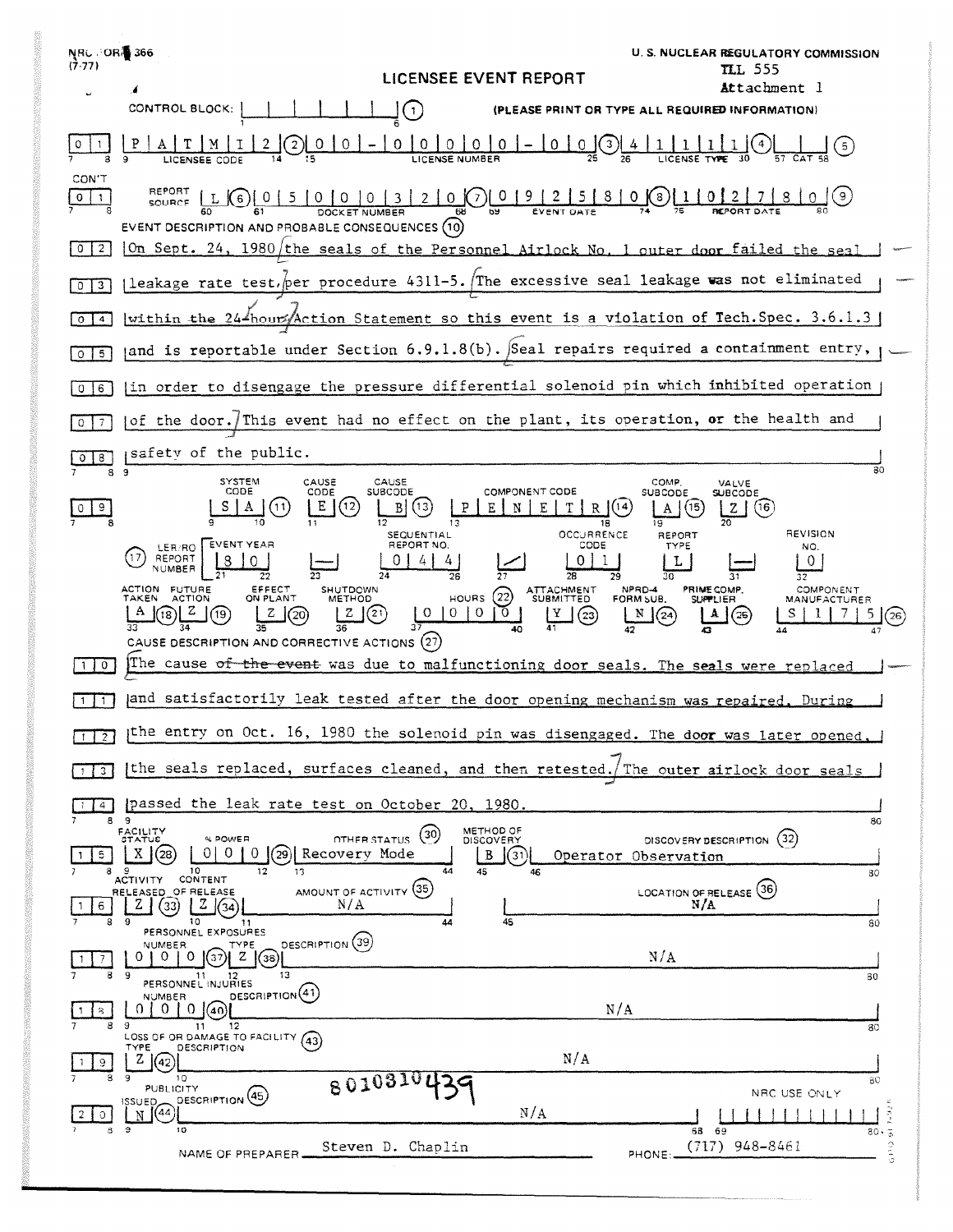NRC FORM 366 (7-77)

U. S. NUCLEAR REGULATORY COMMISSION

TLL 555
Attachment 1

# LICENSEE EVENT REPORT

CONTROL BLOCK: | | | | | | | (1) (PLEASE PRINT OR TYPE ALL REQUIRED INFORMATION)

| 0 | 1 | P A T M I 2 (2) | 0 0 - 0 0 0 0 0 - 0 0 (3) | 4 1 1 1 1 (4) | | (5) |
|---|---|---|---|---|---|
| | | LICENSEE CODE | LICENSE NUMBER | LICENSE TYPE | CAT |

CON'T

| 0 | 1 | REPORT SOURCE L (6) | 0 5 0 0 0 3 2 0 (7) | 0 9 2 5 8 0 (8) | 1 0 2 7 8 0 (9) |
|---|---|---|---|---|---|
| | | | DOCKET NUMBER | EVENT DATE | REPORT DATE |

EVENT DESCRIPTION AND PROBABLE CONSEQUENCES (10)

0 2 On Sept. 24, 1980 the seals of the Personnel Airlock No. 1 outer door failed the seal

0 3 leakage rate test per procedure 4311-5. The excessive seal leakage was not eliminated

0 4 within the 24-hour Action Statement so this event is a violation of Tech.Spec. 3.6.1.3

0 5 and is reportable under Section 6.9.1.8(b). Seal repairs required a containment entry,

0 6 in order to disengage the pressure differential solenoid pin which inhibited operation

0 7 of the door. This event had no effect on the plant, its operation, or the health and

0 8 safety of the public.

| | SYSTEM CODE | CAUSE CODE | CAUSE SUBCODE | COMPONENT CODE | COMP. SUBCODE | VALVE SUBCODE |
|---|---|---|---|---|---|---|
| 0 9 | S A (11) | E (12) | B (13) | P E N E T R (14) | A (15) | Z (16) |

| (17) LER/RO REPORT NUMBER | EVENT YEAR | | SEQUENTIAL REPORT NO. | | OCCURRENCE CODE | REPORT TYPE | | REVISION NO. |
|---|---|---|---|---|---|---|---|---|
| | 8 0 | — | 0 4 4 | / | 0 1 | L | — | 0 |

| ACTION TAKEN | FUTURE ACTION | EFFECT ON PLANT | SHUTDOWN METHOD | HOURS (22) | ATTACHMENT SUBMITTED | NPRD-4 FORM SUB. | PRIME COMP. SUPPLIER | COMPONENT MANUFACTURER |
|---|---|---|---|---|---|---|---|---|
| A (18) | Z (19) | Z (20) | Z (21) | 0 0 0 0 | Y (23) | N (24) | A (25) | S 1 7 5 (26) |

CAUSE DESCRIPTION AND CORRECTIVE ACTIONS (27)

1 0 The cause ~~of the event~~ was due to malfunctioning door seals. The seals were replaced

1 1 and satisfactorily leak tested after the door opening mechanism was repaired. During

1 2 the entry on Oct. 16, 1980 the solenoid pin was disengaged. The door was later opened,

1 3 the seals replaced, surfaces cleaned, and then retested. The outer airlock door seals

1 4 passed the leak rate test on October 20, 1980.

| | FACILITY STATUS | % POWER | OTHER STATUS (30) | METHOD OF DISCOVERY | DISCOVERY DESCRIPTION (32) |
|---|---|---|---|---|---|
| 1 5 | X (28) | 0 0 0 (29) | Recovery Mode | B (31) | Operator Observation |

| | ACTIVITY RELEASED | CONTENT OF RELEASE | AMOUNT OF ACTIVITY (35) | LOCATION OF RELEASE (36) |
|---|---|---|---|---|
| 1 6 | Z (33) | Z (34) | N/A | N/A |

PERSONNEL EXPOSURES

| | NUMBER | TYPE | DESCRIPTION (39) |
|---|---|---|---|
| 1 7 | 0 0 0 (37) | Z (38) | N/A |

PERSONNEL INJURIES

| | NUMBER | DESCRIPTION (41) |
|---|---|---|
| 1 8 | 0 0 0 (40) | N/A |

LOSS OF OR DAMAGE TO FACILITY (43)

| | TYPE | DESCRIPTION |
|---|---|---|
| 1 9 | Z (42) | N/A |

8010310439

PUBLICITY

| | ISSUED | DESCRIPTION (45) | NRC USE ONLY |
|---|---|---|---|
| 2 0 | N (44) | N/A | |

NAME OF PREPARER Steven D. Chaplin PHONE: (717) 948-8461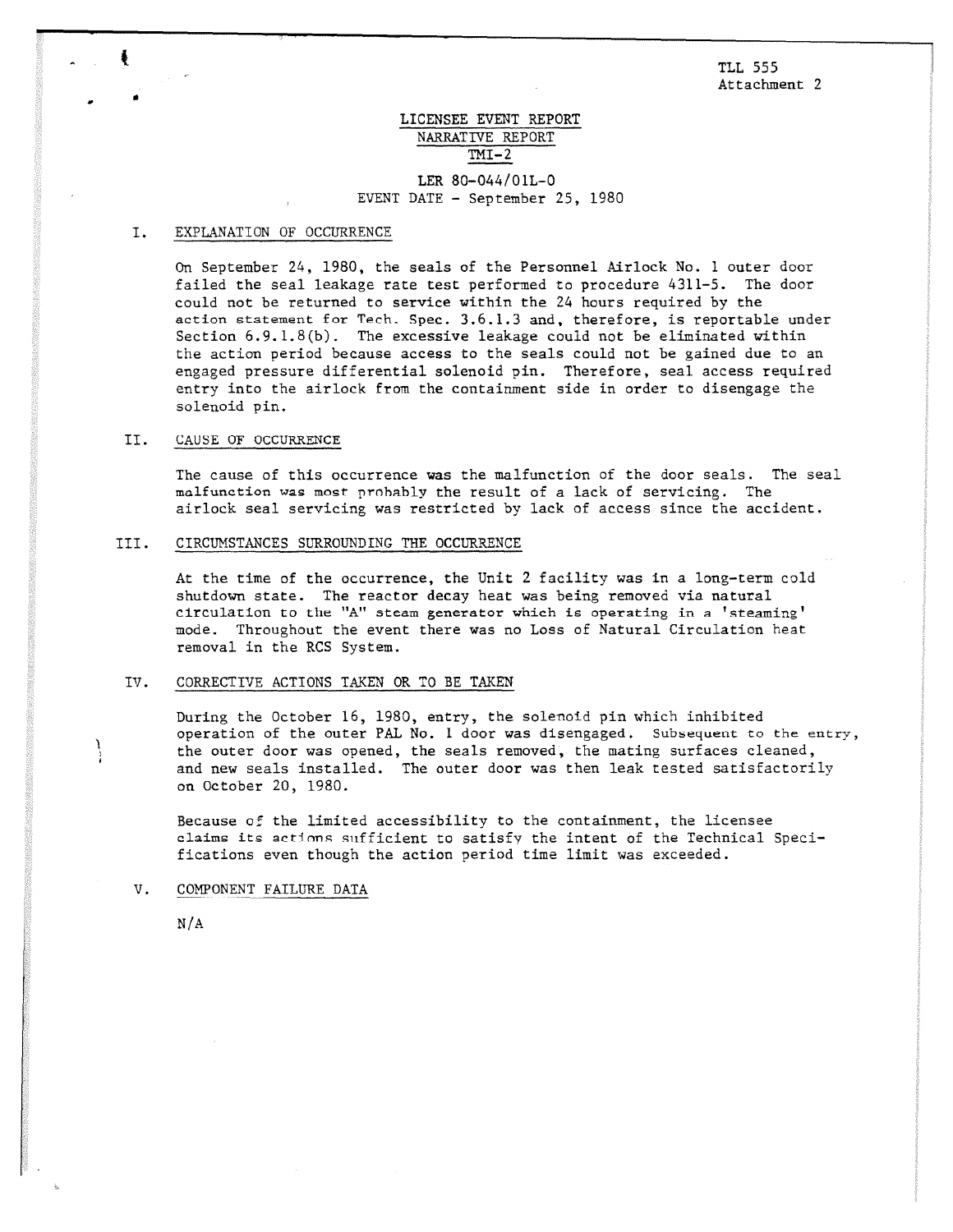TLL 555
Attachment 2

# LICENSEE EVENT REPORT
## NARRATIVE REPORT
## TMI-2

LER 80-044/01L-0
EVENT DATE - September 25, 1980

## I. EXPLANATION OF OCCURRENCE

On September 24, 1980, the seals of the Personnel Airlock No. 1 outer door failed the seal leakage rate test performed to procedure 4311-5. The door could not be returned to service within the 24 hours required by the action statement for Tech. Spec. 3.6.1.3 and, therefore, is reportable under Section 6.9.1.8(b). The excessive leakage could not be eliminated within the action period because access to the seals could not be gained due to an engaged pressure differential solenoid pin. Therefore, seal access required entry into the airlock from the containment side in order to disengage the solenoid pin.

## II. CAUSE OF OCCURRENCE

The cause of this occurrence was the malfunction of the door seals. The seal malfunction was most probably the result of a lack of servicing. The airlock seal servicing was restricted by lack of access since the accident.

## III. CIRCUMSTANCES SURROUNDING THE OCCURRENCE

At the time of the occurrence, the Unit 2 facility was in a long-term cold shutdown state. The reactor decay heat was being removed via natural circulation to the "A" steam generator which is operating in a 'steaming' mode. Throughout the event there was no Loss of Natural Circulation heat removal in the RCS System.

## IV. CORRECTIVE ACTIONS TAKEN OR TO BE TAKEN

During the October 16, 1980, entry, the solenoid pin which inhibited operation of the outer PAL No. 1 door was disengaged. Subsequent to the entry, the outer door was opened, the seals removed, the mating surfaces cleaned, and new seals installed. The outer door was then leak tested satisfactorily on October 20, 1980.

Because of the limited accessibility to the containment, the licensee claims its actions sufficient to satisfy the intent of the Technical Specifications even though the action period time limit was exceeded.

## V. COMPONENT FAILURE DATA

N/A